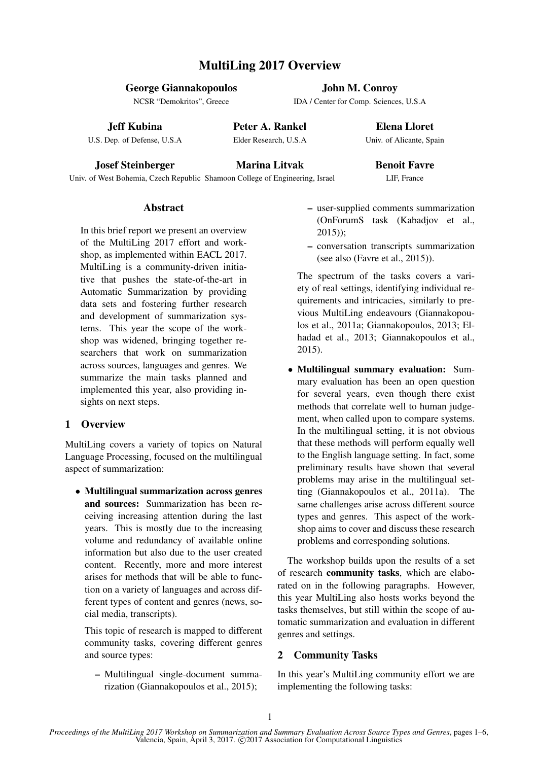# MultiLing 2017 Overview

**George Giannakopoulos**
NCSR "Demokritos", Greece

**John M. Conroy**
IDA / Center for Comp. Sciences, U.S.A

**Jeff Kubina**
U.S. Dep. of Defense, U.S.A

**Peter A. Rankel**
Elder Research, U.S.A

**Elena Lloret**
Univ. of Alicante, Spain

**Josef Steinberger**
Univ. of West Bohemia, Czech Republic

**Marina Litvak**
Shamoon College of Engineering, Israel

**Benoit Favre**
LIF, France

## Abstract

In this brief report we present an overview of the MultiLing 2017 effort and workshop, as implemented within EACL 2017. MultiLing is a community-driven initiative that pushes the state-of-the-art in Automatic Summarization by providing data sets and fostering further research and development of summarization systems. This year the scope of the workshop was widened, bringing together researchers that work on summarization across sources, languages and genres. We summarize the main tasks planned and implemented this year, also providing insights on next steps.

## 1 Overview

MultiLing covers a variety of topics on Natural Language Processing, focused on the multilingual aspect of summarization:

- **Multilingual summarization across genres and sources:** Summarization has been receiving increasing attention during the last years. This is mostly due to the increasing volume and redundancy of available online information but also due to the user created content. Recently, more and more interest arises for methods that will be able to function on a variety of languages and across different types of content and genres (news, social media, transcripts).

  This topic of research is mapped to different community tasks, covering different genres and source types:

  - Multilingual single-document summarization (Giannakopoulos et al., 2015);
  - user-supplied comments summarization (OnForumS task (Kabadjov et al., 2015));
  - conversation transcripts summarization (see also (Favre et al., 2015)).

  The spectrum of the tasks covers a variety of real settings, identifying individual requirements and intricacies, similarly to previous MultiLing endeavours (Giannakopoulos et al., 2011a; Giannakopoulos, 2013; Elhadad et al., 2013; Giannakopoulos et al., 2015).

- **Multilingual summary evaluation:** Summary evaluation has been an open question for several years, even though there exist methods that correlate well to human judgement, when called upon to compare systems. In the multilingual setting, it is not obvious that these methods will perform equally well to the English language setting. In fact, some preliminary results have shown that several problems may arise in the multilingual setting (Giannakopoulos et al., 2011a). The same challenges arise across different source types and genres. This aspect of the workshop aims to cover and discuss these research problems and corresponding solutions.

The workshop builds upon the results of a set of research **community tasks**, which are elaborated on in the following paragraphs. However, this year MultiLing also hosts works beyond the tasks themselves, but still within the scope of automatic summarization and evaluation in different genres and settings.

## 2 Community Tasks

In this year's MultiLing community effort we are implementing the following tasks: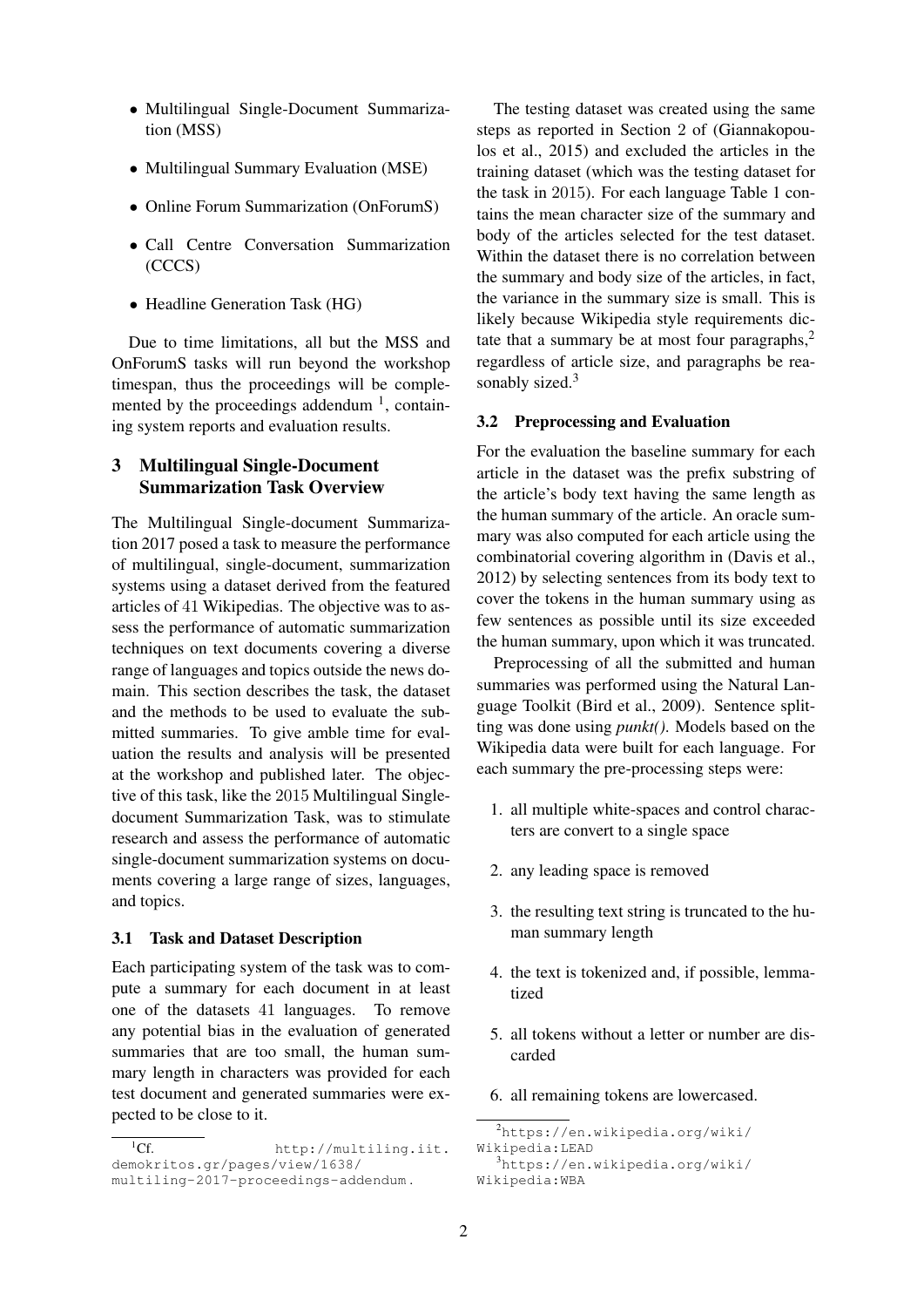- Multilingual Single-Document Summarization (MSS)
- Multilingual Summary Evaluation (MSE)
- Online Forum Summarization (OnForumS)
- Call Centre Conversation Summarization (CCCS)
- Headline Generation Task (HG)

Due to time limitations, all but the MSS and OnForumS tasks will run beyond the workshop timespan, thus the proceedings will be complemented by the proceedings addendum [1], containing system reports and evaluation results.

## 3 Multilingual Single-Document Summarization Task Overview

The Multilingual Single-document Summarization 2017 posed a task to measure the performance of multilingual, single-document, summarization systems using a dataset derived from the featured articles of 41 Wikipedias. The objective was to assess the performance of automatic summarization techniques on text documents covering a diverse range of languages and topics outside the news domain. This section describes the task, the dataset and the methods to be used to evaluate the submitted summaries. To give amble time for evaluation the results and analysis will be presented at the workshop and published later. The objective of this task, like the 2015 Multilingual Single-document Summarization Task, was to stimulate research and assess the performance of automatic single-document summarization systems on documents covering a large range of sizes, languages, and topics.

### 3.1 Task and Dataset Description

Each participating system of the task was to compute a summary for each document in at least one of the datasets 41 languages. To remove any potential bias in the evaluation of generated summaries that are too small, the human summary length in characters was provided for each test document and generated summaries were expected to be close to it.

The testing dataset was created using the same steps as reported in Section 2 of (Giannakopoulos et al., 2015) and excluded the articles in the training dataset (which was the testing dataset for the task in 2015). For each language Table 1 contains the mean character size of the summary and body of the articles selected for the test dataset. Within the dataset there is no correlation between the summary and body size of the articles, in fact, the variance in the summary size is small. This is likely because Wikipedia style requirements dictate that a summary be at most four paragraphs,[2] regardless of article size, and paragraphs be reasonably sized.[3]

### 3.2 Preprocessing and Evaluation

For the evaluation the baseline summary for each article in the dataset was the prefix substring of the article's body text having the same length as the human summary of the article. An oracle summary was also computed for each article using the combinatorial covering algorithm in (Davis et al., 2012) by selecting sentences from its body text to cover the tokens in the human summary using as few sentences as possible until its size exceeded the human summary, upon which it was truncated.

Preprocessing of all the submitted and human summaries was performed using the Natural Language Toolkit (Bird et al., 2009). Sentence splitting was done using *punkt()*. Models based on the Wikipedia data were built for each language. For each summary the pre-processing steps were:

1. all multiple white-spaces and control characters are convert to a single space
2. any leading space is removed
3. the resulting text string is truncated to the human summary length
4. the text is tokenized and, if possible, lemmatized
5. all tokens without a letter or number are discarded
6. all remaining tokens are lowercased.

[1] Cf. http://multiling.iit.demokritos.gr/pages/view/1638/multiling-2017-proceedings-addendum.

[2] https://en.wikipedia.org/wiki/Wikipedia:LEAD

[3] https://en.wikipedia.org/wiki/Wikipedia:WBA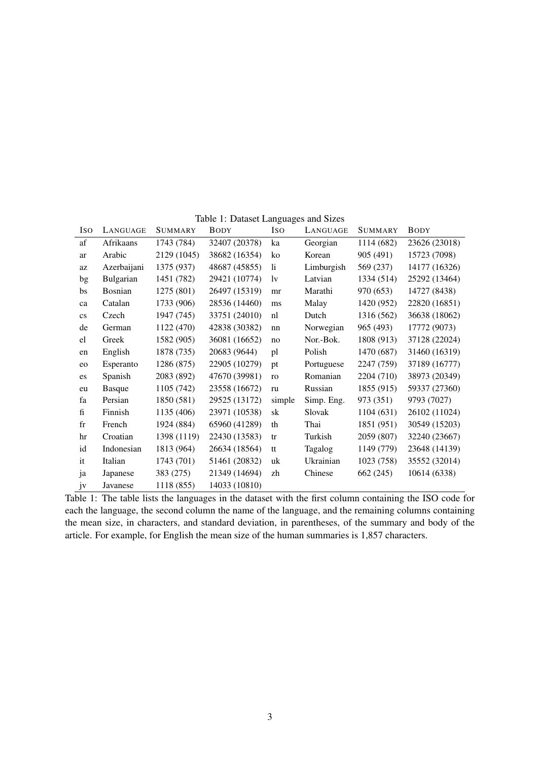Table 1: Dataset Languages and Sizes

| ISO | LANGUAGE | SUMMARY | BODY | ISO | LANGUAGE | SUMMARY | BODY |
|---|---|---|---|---|---|---|---|
| af | Afrikaans | 1743 (784) | 32407 (20378) | ka | Georgian | 1114 (682) | 23626 (23018) |
| ar | Arabic | 2129 (1045) | 38682 (16354) | ko | Korean | 905 (491) | 15723 (7098) |
| az | Azerbaijani | 1375 (937) | 48687 (45855) | li | Limburgish | 569 (237) | 14177 (16326) |
| bg | Bulgarian | 1451 (782) | 29421 (10774) | lv | Latvian | 1334 (514) | 25292 (13464) |
| bs | Bosnian | 1275 (801) | 26497 (15319) | mr | Marathi | 970 (653) | 14727 (8438) |
| ca | Catalan | 1733 (906) | 28536 (14460) | ms | Malay | 1420 (952) | 22820 (16851) |
| cs | Czech | 1947 (745) | 33751 (24010) | nl | Dutch | 1316 (562) | 36638 (18062) |
| de | German | 1122 (470) | 42838 (30382) | nn | Norwegian | 965 (493) | 17772 (9073) |
| el | Greek | 1582 (905) | 36081 (16652) | no | Nor.-Bok. | 1808 (913) | 37128 (22024) |
| en | English | 1878 (735) | 20683 (9644) | pl | Polish | 1470 (687) | 31460 (16319) |
| eo | Esperanto | 1286 (875) | 22905 (10279) | pt | Portuguese | 2247 (759) | 37189 (16777) |
| es | Spanish | 2083 (892) | 47670 (39981) | ro | Romanian | 2204 (710) | 38973 (20349) |
| eu | Basque | 1105 (742) | 23558 (16672) | ru | Russian | 1855 (915) | 59337 (27360) |
| fa | Persian | 1850 (581) | 29525 (13172) | simple | Simp. Eng. | 973 (351) | 9793 (7027) |
| fi | Finnish | 1135 (406) | 23971 (10538) | sk | Slovak | 1104 (631) | 26102 (11024) |
| fr | French | 1924 (884) | 65960 (41289) | th | Thai | 1851 (951) | 30549 (15203) |
| hr | Croatian | 1398 (1119) | 22430 (13583) | tr | Turkish | 2059 (807) | 32240 (23667) |
| id | Indonesian | 1813 (964) | 26634 (18564) | tt | Tagalog | 1149 (779) | 23648 (14139) |
| it | Italian | 1743 (701) | 51461 (20832) | uk | Ukrainian | 1023 (758) | 35552 (32014) |
| ja | Japanese | 383 (275) | 21349 (14694) | zh | Chinese | 662 (245) | 10614 (6338) |
| jv | Javanese | 1118 (855) | 14033 (10810) | | | | |

Table 1: The table lists the languages in the dataset with the first column containing the ISO code for each the language, the second column the name of the language, and the remaining columns containing the mean size, in characters, and standard deviation, in parentheses, of the summary and body of the article. For example, for English the mean size of the human summaries is 1,857 characters.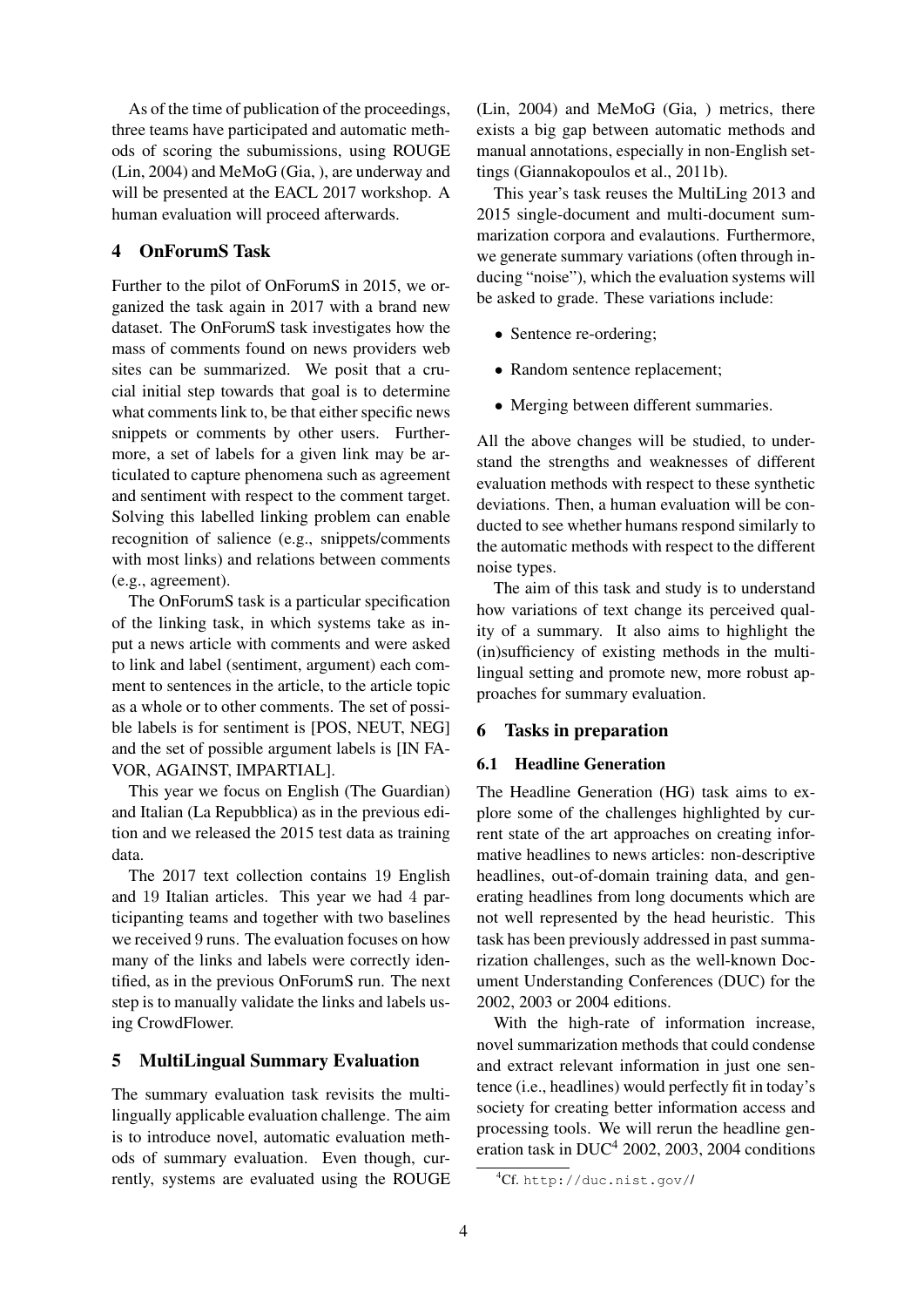As of the time of publication of the proceedings, three teams have participated and automatic methods of scoring the subumissions, using ROUGE (Lin, 2004) and MeMoG (Gia, ), are underway and will be presented at the EACL 2017 workshop. A human evaluation will proceed afterwards.

## 4 OnForumS Task

Further to the pilot of OnForumS in 2015, we organized the task again in 2017 with a brand new dataset. The OnForumS task investigates how the mass of comments found on news providers web sites can be summarized. We posit that a crucial initial step towards that goal is to determine what comments link to, be that either specific news snippets or comments by other users. Furthermore, a set of labels for a given link may be articulated to capture phenomena such as agreement and sentiment with respect to the comment target. Solving this labelled linking problem can enable recognition of salience (e.g., snippets/comments with most links) and relations between comments (e.g., agreement).

The OnForumS task is a particular specification of the linking task, in which systems take as input a news article with comments and were asked to link and label (sentiment, argument) each comment to sentences in the article, to the article topic as a whole or to other comments. The set of possible labels is for sentiment is [POS, NEUT, NEG] and the set of possible argument labels is [IN FAVOR, AGAINST, IMPARTIAL].

This year we focus on English (The Guardian) and Italian (La Repubblica) as in the previous edition and we released the 2015 test data as training data.

The 2017 text collection contains 19 English and 19 Italian articles. This year we had 4 participanting teams and together with two baselines we received 9 runs. The evaluation focuses on how many of the links and labels were correctly identified, as in the previous OnForumS run. The next step is to manually validate the links and labels using CrowdFlower.

## 5 MultiLingual Summary Evaluation

The summary evaluation task revisits the multilingually applicable evaluation challenge. The aim is to introduce novel, automatic evaluation methods of summary evaluation. Even though, currently, systems are evaluated using the ROUGE (Lin, 2004) and MeMoG (Gia, ) metrics, there exists a big gap between automatic methods and manual annotations, especially in non-English settings (Giannakopoulos et al., 2011b).

This year's task reuses the MultiLing 2013 and 2015 single-document and multi-document summarization corpora and evalautions. Furthermore, we generate summary variations (often through inducing "noise"), which the evaluation systems will be asked to grade. These variations include:

- Sentence re-ordering;
- Random sentence replacement;
- Merging between different summaries.

All the above changes will be studied, to understand the strengths and weaknesses of different evaluation methods with respect to these synthetic deviations. Then, a human evaluation will be conducted to see whether humans respond similarly to the automatic methods with respect to the different noise types.

The aim of this task and study is to understand how variations of text change its perceived quality of a summary. It also aims to highlight the (in)sufficiency of existing methods in the multilingual setting and promote new, more robust approaches for summary evaluation.

## 6 Tasks in preparation

### 6.1 Headline Generation

The Headline Generation (HG) task aims to explore some of the challenges highlighted by current state of the art approaches on creating informative headlines to news articles: non-descriptive headlines, out-of-domain training data, and generating headlines from long documents which are not well represented by the head heuristic. This task has been previously addressed in past summarization challenges, such as the well-known Document Understanding Conferences (DUC) for the 2002, 2003 or 2004 editions.

With the high-rate of information increase, novel summarization methods that could condense and extract relevant information in just one sentence (i.e., headlines) would perfectly fit in today's society for creating better information access and processing tools. We will rerun the headline generation task in DUC[4] 2002, 2003, 2004 conditions

[4]Cf. http://duc.nist.gov//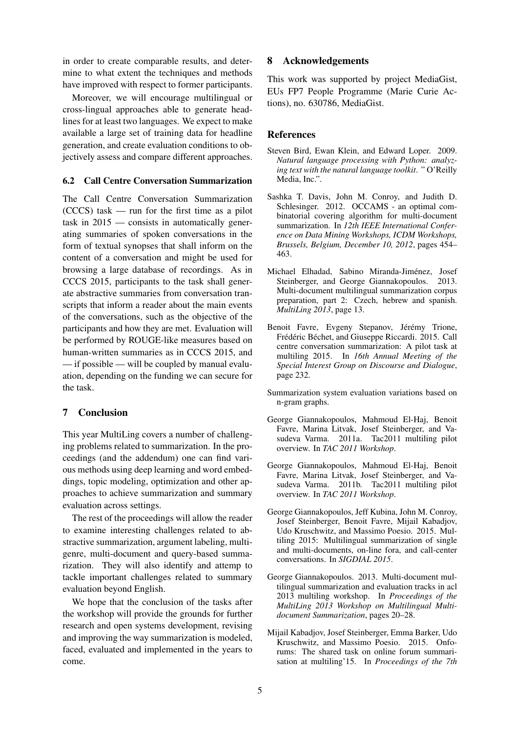in order to create comparable results, and determine to what extent the techniques and methods have improved with respect to former participants.

Moreover, we will encourage multilingual or cross-lingual approaches able to generate headlines for at least two languages. We expect to make available a large set of training data for headline generation, and create evaluation conditions to objectively assess and compare different approaches.

### 6.2 Call Centre Conversation Summarization

The Call Centre Conversation Summarization (CCCS) task — run for the first time as a pilot task in 2015 — consists in automatically generating summaries of spoken conversations in the form of textual synopses that shall inform on the content of a conversation and might be used for browsing a large database of recordings. As in CCCS 2015, participants to the task shall generate abstractive summaries from conversation transcripts that inform a reader about the main events of the conversations, such as the objective of the participants and how they are met. Evaluation will be performed by ROUGE-like measures based on human-written summaries as in CCCS 2015, and — if possible — will be coupled by manual evaluation, depending on the funding we can secure for the task.

## 7 Conclusion

This year MultiLing covers a number of challenging problems related to summarization. In the proceedings (and the addendum) one can find various methods using deep learning and word embeddings, topic modeling, optimization and other approaches to achieve summarization and summary evaluation across settings.

The rest of the proceedings will allow the reader to examine interesting challenges related to abstractive summarization, argument labeling, multi-genre, multi-document and query-based summarization. They will also identify and attemp to tackle important challenges related to summary evaluation beyond English.

We hope that the conclusion of the tasks after the workshop will provide the grounds for further research and open systems development, revising and improving the way summarization is modeled, faced, evaluated and implemented in the years to come.

## 8 Acknowledgements

This work was supported by project MediaGist, EUs FP7 People Programme (Marie Curie Actions), no. 630786, MediaGist.

## References

Steven Bird, Ewan Klein, and Edward Loper. 2009. *Natural language processing with Python: analyzing text with the natural language toolkit*. " O'Reilly Media, Inc.".

Sashka T. Davis, John M. Conroy, and Judith D. Schlesinger. 2012. OCCAMS - an optimal combinatorial covering algorithm for multi-document summarization. In *12th IEEE International Conference on Data Mining Workshops, ICDM Workshops, Brussels, Belgium, December 10, 2012*, pages 454–463.

Michael Elhadad, Sabino Miranda-Jiménez, Josef Steinberger, and George Giannakopoulos. 2013. Multi-document multilingual summarization corpus preparation, part 2: Czech, hebrew and spanish. *MultiLing 2013*, page 13.

Benoit Favre, Evgeny Stepanov, Jérémy Trione, Frédéric Béchet, and Giuseppe Riccardi. 2015. Call centre conversation summarization: A pilot task at multiling 2015. In *16th Annual Meeting of the Special Interest Group on Discourse and Dialogue*, page 232.

Summarization system evaluation variations based on n-gram graphs.

George Giannakopoulos, Mahmoud El-Haj, Benoit Favre, Marina Litvak, Josef Steinberger, and Vasudeva Varma. 2011a. Tac2011 multiling pilot overview. In *TAC 2011 Workshop*.

George Giannakopoulos, Mahmoud El-Haj, Benoit Favre, Marina Litvak, Josef Steinberger, and Vasudeva Varma. 2011b. Tac2011 multiling pilot overview. In *TAC 2011 Workshop*.

George Giannakopoulos, Jeff Kubina, John M. Conroy, Josef Steinberger, Benoit Favre, Mijail Kabadjov, Udo Kruschwitz, and Massimo Poesio. 2015. Multiling 2015: Multilingual summarization of single and multi-documents, on-line fora, and call-center conversations. In *SIGDIAL 2015*.

George Giannakopoulos. 2013. Multi-document multilingual summarization and evaluation tracks in acl 2013 multiling workshop. In *Proceedings of the MultiLing 2013 Workshop on Multilingual Multi-document Summarization*, pages 20–28.

Mijail Kabadjov, Josef Steinberger, Emma Barker, Udo Kruschwitz, and Massimo Poesio. 2015. Onforums: The shared task on online forum summarisation at multiling'15. In *Proceedings of the 7th*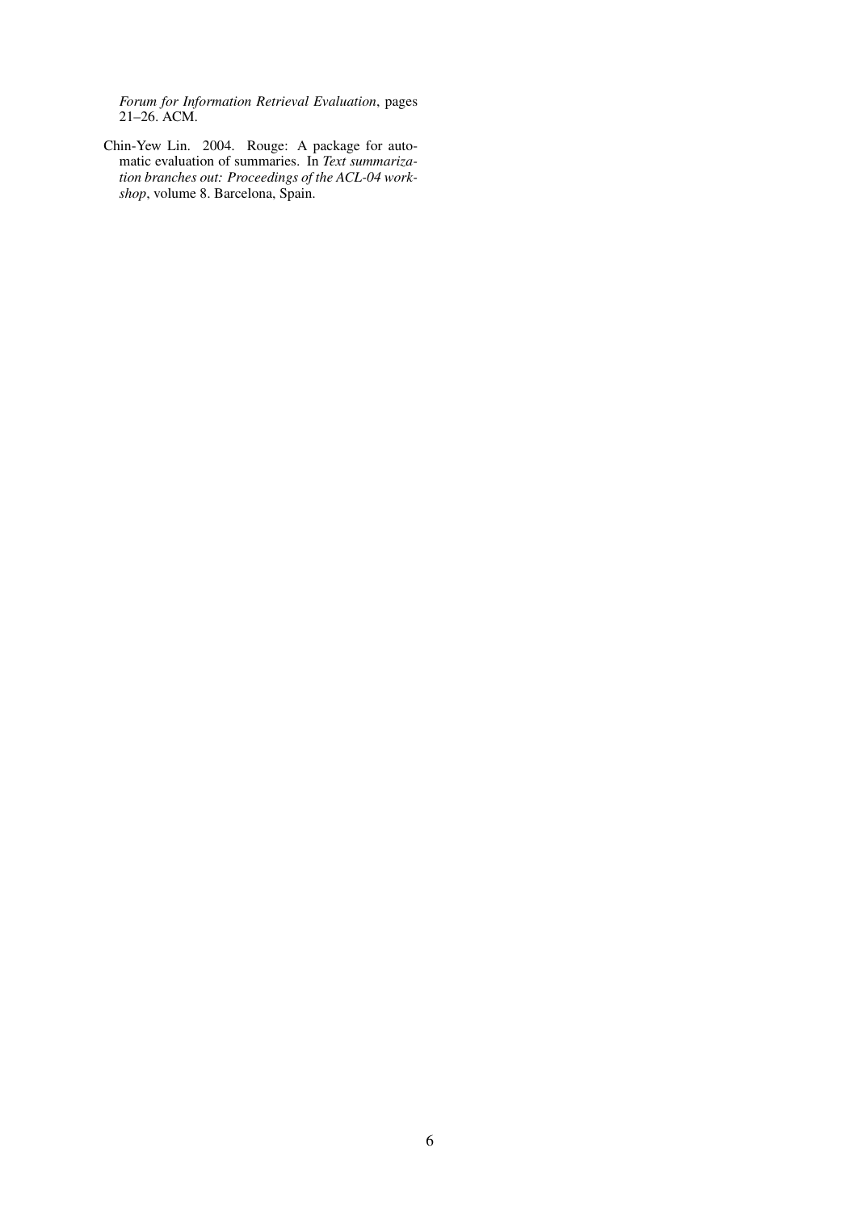*Forum for Information Retrieval Evaluation*, pages 21–26. ACM.

Chin-Yew Lin. 2004. Rouge: A package for automatic evaluation of summaries. In *Text summarization branches out: Proceedings of the ACL-04 workshop*, volume 8. Barcelona, Spain.